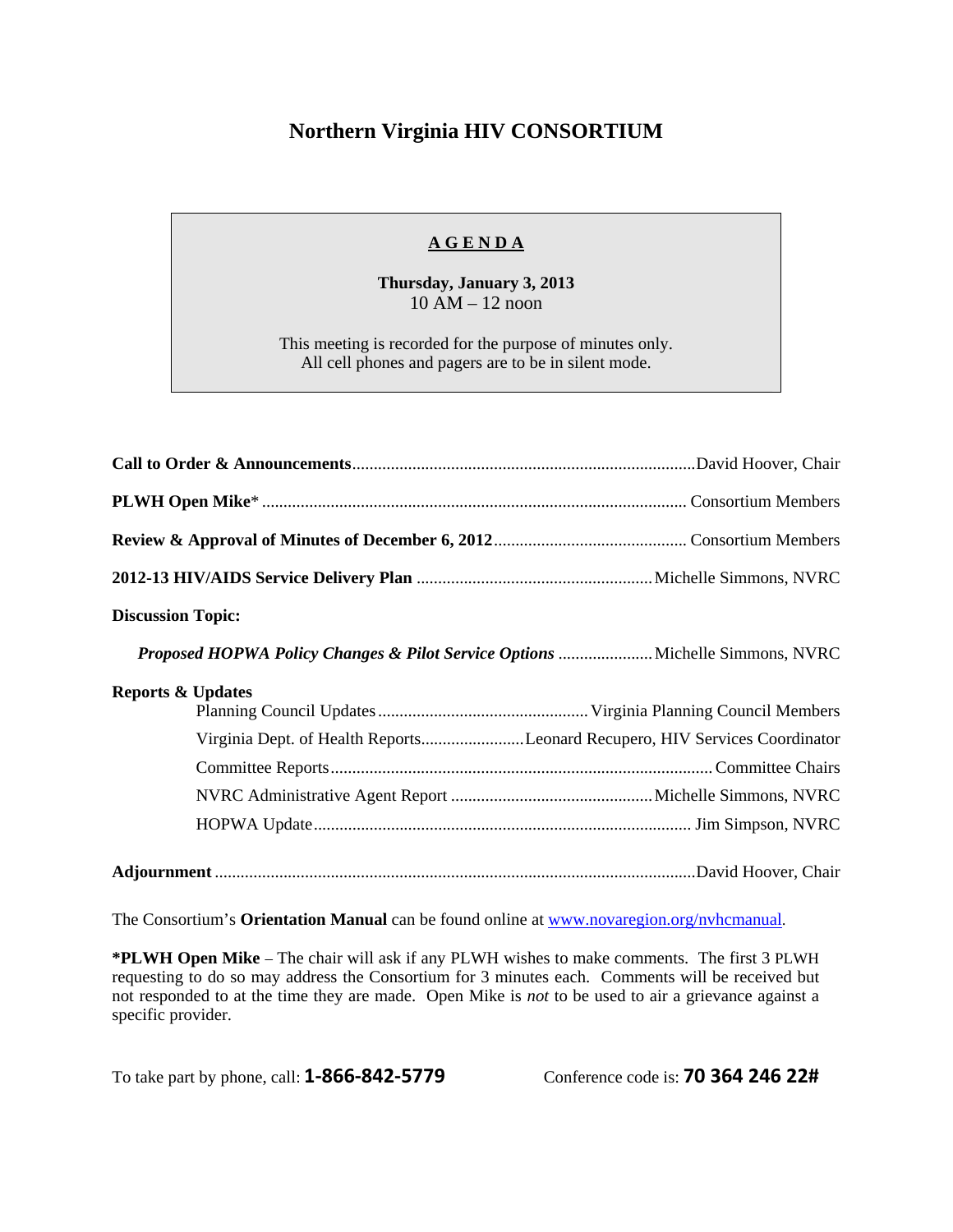# Northern Virginia HIV CONSORTIUM

**AGENDA**

**Thursday, January 3, 2013**
10 AM – 12 noon

This meeting is recorded for the purpose of minutes only.
All cell phones and pagers are to be in silent mode.

**Call to Order & Announcements**...............................................................................David Hoover, Chair

**PLWH Open Mike*** .................................................................................................. Consortium Members

**Review & Approval of Minutes of December 6, 2012**............................................ Consortium Members

**2012-13 HIV/AIDS Service Delivery Plan** ......................................................Michelle Simmons, NVRC

**Discussion Topic:**

***Proposed HOPWA Policy Changes & Pilot Service Options*** ......................Michelle Simmons, NVRC

**Reports & Updates**

- Planning Council Updates.................................................Virginia Planning Council Members
- Virginia Dept. of Health Reports........................Leonard Recupero, HIV Services Coordinator
- Committee Reports........................................................................................Committee Chairs
- NVRC Administrative Agent Report ...............................................Michelle Simmons, NVRC
- HOPWA Update........................................................................................ Jim Simpson, NVRC

**Adjournment** ..............................................................................................................David Hoover, Chair

The Consortium's **Orientation Manual** can be found online at [www.novaregion.org/nvhcmanual](http://www.novaregion.org/nvhcmanual).

***PLWH Open Mike** – The chair will ask if any PLWH wishes to make comments. The first 3 PLWH requesting to do so may address the Consortium for 3 minutes each. Comments will be received but not responded to at the time they are made. Open Mike is *not* to be used to air a grievance against a specific provider.

To take part by phone, call: **1-866-842-5779** Conference code is: **70 364 246 22#**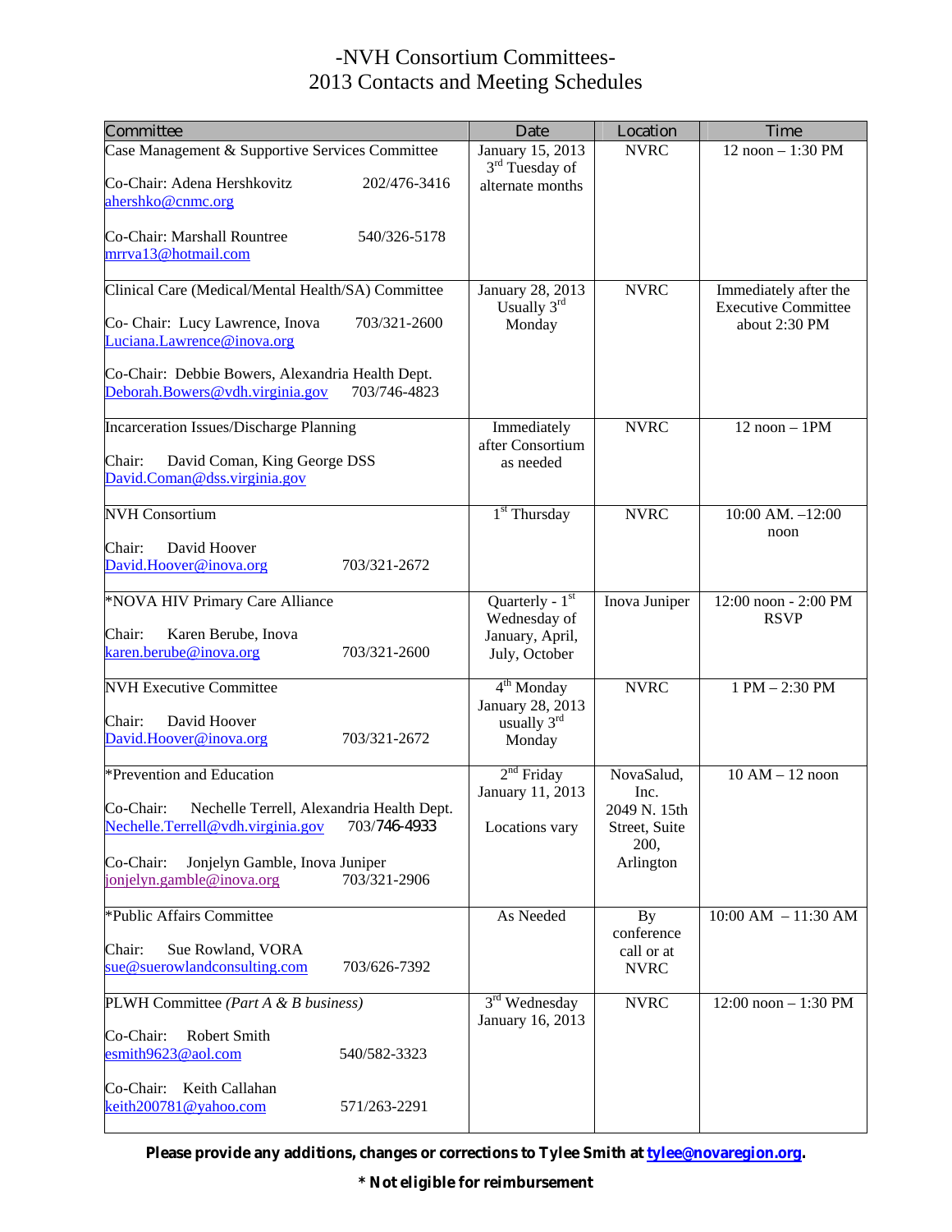# -NVH Consortium Committees-
# 2013 Contacts and Meeting Schedules

| Committee | Date | Location | Time |
|---|---|---|---|
| Case Management & Supportive Services Committee<br><br>Co-Chair: Adena Hershkovitz 202/476-3416<br>ahershko@cnmc.org<br><br>Co-Chair: Marshall Rountree 540/326-5178<br>mrrva13@hotmail.com | January 15, 2013<br>3rd Tuesday of alternate months | NVRC | 12 noon – 1:30 PM |
| Clinical Care (Medical/Mental Health/SA) Committee<br><br>Co- Chair: Lucy Lawrence, Inova 703/321-2600<br>Luciana.Lawrence@inova.org<br><br>Co-Chair: Debbie Bowers, Alexandria Health Dept.<br>Deborah.Bowers@vdh.virginia.gov 703/746-4823 | January 28, 2013<br>Usually 3rd Monday | NVRC | Immediately after the Executive Committee about 2:30 PM |
| Incarceration Issues/Discharge Planning<br><br>Chair: David Coman, King George DSS<br>David.Coman@dss.virginia.gov | Immediately after Consortium as needed | NVRC | 12 noon – 1PM |
| NVH Consortium<br><br>Chair: David Hoover<br>David.Hoover@inova.org 703/321-2672 | 1st Thursday | NVRC | 10:00 AM. –12:00 noon |
| *NOVA HIV Primary Care Alliance<br><br>Chair: Karen Berube, Inova<br>karen.berube@inova.org 703/321-2600 | Quarterly - 1st Wednesday of January, April, July, October | Inova Juniper | 12:00 noon - 2:00 PM<br>RSVP |
| NVH Executive Committee<br><br>Chair: David Hoover<br>David.Hoover@inova.org 703/321-2672 | 4th Monday<br>January 28, 2013<br>usually 3rd Monday | NVRC | 1 PM – 2:30 PM |
| *Prevention and Education<br><br>Co-Chair: Nechelle Terrell, Alexandria Health Dept.<br>Nechelle.Terrell@vdh.virginia.gov 703/746-4933<br><br>Co-Chair: Jonjelyn Gamble, Inova Juniper<br>jonjelyn.gamble@inova.org 703/321-2906 | 2nd Friday<br>January 11, 2013<br><br>Locations vary | NovaSalud, Inc.<br>2049 N. 15th Street, Suite 200,<br>Arlington | 10 AM – 12 noon |
| *Public Affairs Committee<br><br>Chair: Sue Rowland, VORA<br>sue@suerowlandconsulting.com 703/626-7392 | As Needed | By conference call or at NVRC | 10:00 AM – 11:30 AM |
| PLWH Committee *(Part A & B business)*<br><br>Co-Chair: Robert Smith<br>esmith9623@aol.com 540/582-3323<br><br>Co-Chair: Keith Callahan<br>keith200781@yahoo.com 571/263-2291 | 3rd Wednesday<br>January 16, 2013 | NVRC | 12:00 noon – 1:30 PM |

**Please provide any additions, changes or corrections to Tylee Smith at tylee@novaregion.org.**

**\* Not eligible for reimbursement**